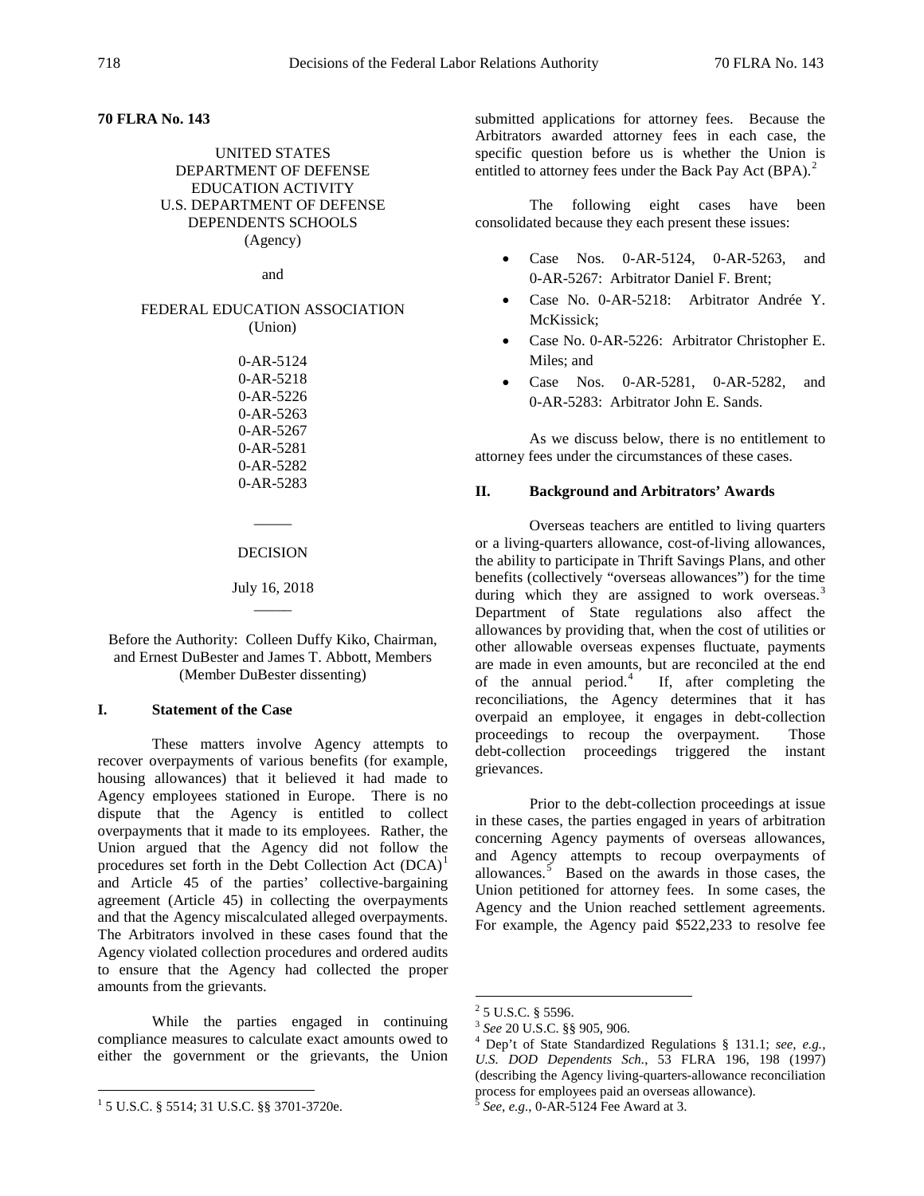**70 FLRA No. 143**

UNITED STATES
DEPARTMENT OF DEFENSE
EDUCATION ACTIVITY
U.S. DEPARTMENT OF DEFENSE
DEPENDENTS SCHOOLS
(Agency)

and

FEDERAL EDUCATION ASSOCIATION
(Union)

0-AR-5124
0-AR-5218
0-AR-5226
0-AR-5263
0-AR-5267
0-AR-5281
0-AR-5282
0-AR-5283

DECISION

July 16, 2018

Before the Authority: Colleen Duffy Kiko, Chairman, and Ernest DuBester and James T. Abbott, Members (Member DuBester dissenting)

## I. Statement of the Case

These matters involve Agency attempts to recover overpayments of various benefits (for example, housing allowances) that it believed it had made to Agency employees stationed in Europe. There is no dispute that the Agency is entitled to collect overpayments that it made to its employees. Rather, the Union argued that the Agency did not follow the procedures set forth in the Debt Collection Act (DCA)[1] and Article 45 of the parties' collective-bargaining agreement (Article 45) in collecting the overpayments and that the Agency miscalculated alleged overpayments. The Arbitrators involved in these cases found that the Agency violated collection procedures and ordered audits to ensure that the Agency had collected the proper amounts from the grievants.

While the parties engaged in continuing compliance measures to calculate exact amounts owed to either the government or the grievants, the Union submitted applications for attorney fees. Because the Arbitrators awarded attorney fees in each case, the specific question before us is whether the Union is entitled to attorney fees under the Back Pay Act (BPA).[2]

The following eight cases have been consolidated because they each present these issues:

- Case Nos. 0-AR-5124, 0-AR-5263, and 0-AR-5267: Arbitrator Daniel F. Brent;
- Case No. 0-AR-5218: Arbitrator Andrée Y. McKissick;
- Case No. 0-AR-5226: Arbitrator Christopher E. Miles; and
- Case Nos. 0-AR-5281, 0-AR-5282, and 0-AR-5283: Arbitrator John E. Sands.

As we discuss below, there is no entitlement to attorney fees under the circumstances of these cases.

## II. Background and Arbitrators' Awards

Overseas teachers are entitled to living quarters or a living-quarters allowance, cost-of-living allowances, the ability to participate in Thrift Savings Plans, and other benefits (collectively "overseas allowances") for the time during which they are assigned to work overseas.[3] Department of State regulations also affect the allowances by providing that, when the cost of utilities or other allowable overseas expenses fluctuate, payments are made in even amounts, but are reconciled at the end of the annual period.[4] If, after completing the reconciliations, the Agency determines that it has overpaid an employee, it engages in debt-collection proceedings to recoup the overpayment. Those debt-collection proceedings triggered the instant grievances.

Prior to the debt-collection proceedings at issue in these cases, the parties engaged in years of arbitration concerning Agency payments of overseas allowances, and Agency attempts to recoup overpayments of allowances.[5] Based on the awards in those cases, the Union petitioned for attorney fees. In some cases, the Agency and the Union reached settlement agreements. For example, the Agency paid $522,233 to resolve fee

---

[1] 5 U.S.C. § 5514; 31 U.S.C. §§ 3701-3720e.

[2] 5 U.S.C. § 5596.

[3] *See* 20 U.S.C. §§ 905, 906.

[4] Dep't of State Standardized Regulations § 131.1; *see, e.g.*, *U.S. DOD Dependents Sch.*, 53 FLRA 196, 198 (1997) (describing the Agency living-quarters-allowance reconciliation process for employees paid an overseas allowance).

[5] *See, e.g.*, 0-AR-5124 Fee Award at 3.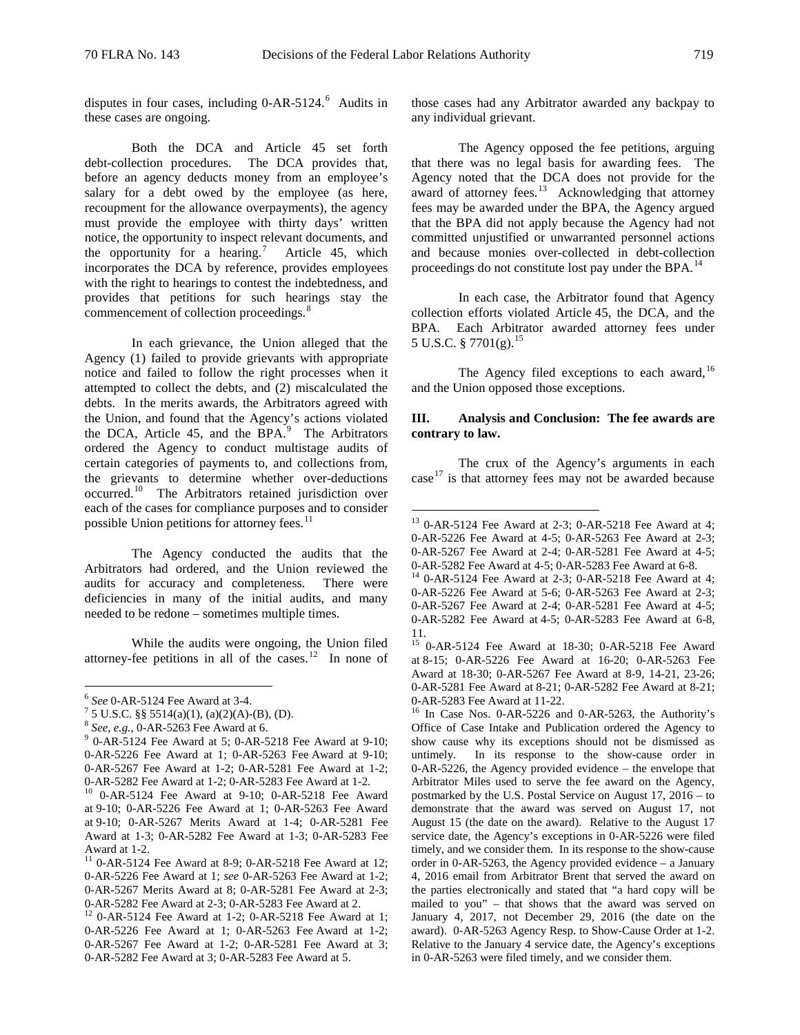disputes in four cases, including 0-AR-5124.[6] Audits in these cases are ongoing.

Both the DCA and Article 45 set forth debt-collection procedures. The DCA provides that, before an agency deducts money from an employee's salary for a debt owed by the employee (as here, recoupment for the allowance overpayments), the agency must provide the employee with thirty days' written notice, the opportunity to inspect relevant documents, and the opportunity for a hearing.[7] Article 45, which incorporates the DCA by reference, provides employees with the right to hearings to contest the indebtedness, and provides that petitions for such hearings stay the commencement of collection proceedings.[8]

In each grievance, the Union alleged that the Agency (1) failed to provide grievants with appropriate notice and failed to follow the right processes when it attempted to collect the debts, and (2) miscalculated the debts. In the merits awards, the Arbitrators agreed with the Union, and found that the Agency's actions violated the DCA, Article 45, and the BPA.[9] The Arbitrators ordered the Agency to conduct multistage audits of certain categories of payments to, and collections from, the grievants to determine whether over-deductions occurred.[10] The Arbitrators retained jurisdiction over each of the cases for compliance purposes and to consider possible Union petitions for attorney fees.[11]

The Agency conducted the audits that the Arbitrators had ordered, and the Union reviewed the audits for accuracy and completeness. There were deficiencies in many of the initial audits, and many needed to be redone – sometimes multiple times.

While the audits were ongoing, the Union filed attorney-fee petitions in all of the cases.[12] In none of those cases had any Arbitrator awarded any backpay to any individual grievant.

The Agency opposed the fee petitions, arguing that there was no legal basis for awarding fees. The Agency noted that the DCA does not provide for the award of attorney fees.[13] Acknowledging that attorney fees may be awarded under the BPA, the Agency argued that the BPA did not apply because the Agency had not committed unjustified or unwarranted personnel actions and because monies over-collected in debt-collection proceedings do not constitute lost pay under the BPA.[14]

In each case, the Arbitrator found that Agency collection efforts violated Article 45, the DCA, and the BPA. Each Arbitrator awarded attorney fees under 5 U.S.C. § 7701(g).[15]

The Agency filed exceptions to each award,[16] and the Union opposed those exceptions.

## III. Analysis and Conclusion: The fee awards are contrary to law.

The crux of the Agency's arguments in each case[17] is that attorney fees may not be awarded because

---

[6] *See* 0-AR-5124 Fee Award at 3-4.

[7] 5 U.S.C. §§ 5514(a)(1), (a)(2)(A)-(B), (D).

[8] *See, e.g.*, 0-AR-5263 Fee Award at 6.

[9] 0-AR-5124 Fee Award at 5; 0-AR-5218 Fee Award at 9-10; 0-AR-5226 Fee Award at 1; 0-AR-5263 Fee Award at 9-10; 0-AR-5267 Fee Award at 1-2; 0-AR-5281 Fee Award at 1-2; 0-AR-5282 Fee Award at 1-2; 0-AR-5283 Fee Award at 1-2.

[10] 0-AR-5124 Fee Award at 9-10; 0-AR-5226 Fee Award at 1; 0-AR-5263 Fee Award at 9-10; 0-AR-5267 Merits Award at 1-4; 0-AR-5281 Fee Award at 1-3; 0-AR-5282 Fee Award at 1-3; 0-AR-5283 Fee Award at 1-2.

[11] 0-AR-5124 Fee Award at 8-9; 0-AR-5218 Fee Award at 12; 0-AR-5226 Fee Award at 1; *see* 0-AR-5263 Fee Award at 1-2; 0-AR-5267 Merits Award at 8; 0-AR-5281 Fee Award at 2-3; 0-AR-5282 Fee Award at 2-3; 0-AR-5283 Fee Award at 2.

[12] 0-AR-5124 Fee Award at 1-2; 0-AR-5218 Fee Award at 1; 0-AR-5226 Fee Award at 1; 0-AR-5263 Fee Award at 1-2; 0-AR-5267 Fee Award at 1-2; 0-AR-5281 Fee Award at 3; 0-AR-5282 Fee Award at 3; 0-AR-5283 Fee Award at 5.

[13] 0-AR-5124 Fee Award at 2-3; 0-AR-5218 Fee Award at 4; 0-AR-5226 Fee Award at 4-5; 0-AR-5263 Fee Award at 2-3; 0-AR-5267 Fee Award at 2-4; 0-AR-5281 Fee Award at 4-5; 0-AR-5282 Fee Award at 4-5; 0-AR-5283 Fee Award at 6-8.

[14] 0-AR-5124 Fee Award at 2-3; 0-AR-5218 Fee Award at 4; 0-AR-5226 Fee Award at 5-6; 0-AR-5263 Fee Award at 2-3; 0-AR-5267 Fee Award at 2-4; 0-AR-5281 Fee Award at 4-5; 0-AR-5282 Fee Award at 4-5; 0-AR-5283 Fee Award at 6-8, 11.

[15] 0-AR-5124 Fee Award at 18-30; 0-AR-5218 Fee Award at 8-15; 0-AR-5226 Fee Award at 16-20; 0-AR-5263 Fee Award at 18-30; 0-AR-5267 Fee Award at 8-9, 14-21, 23-26; 0-AR-5281 Fee Award at 8-21; 0-AR-5282 Fee Award at 8-21; 0-AR-5283 Fee Award at 11-22.

[16] In Case Nos. 0-AR-5226 and 0-AR-5263, the Authority's Office of Case Intake and Publication ordered the Agency to show cause why its exceptions should not be dismissed as untimely. In its response to the show-cause order in 0-AR-5226, the Agency provided evidence – the envelope that Arbitrator Miles used to serve the fee award on the Agency, postmarked by the U.S. Postal Service on August 17, 2016 – to demonstrate that the award was served on August 17, not August 15 (the date on the award). Relative to the August 17 service date, the Agency's exceptions in 0-AR-5226 were filed timely, and we consider them. In its response to the show-cause order in 0-AR-5263, the Agency provided evidence – a January 4, 2016 email from Arbitrator Brent that served the award on the parties electronically and stated that "a hard copy will be mailed to you" – that shows that the award was served on January 4, 2017, not December 29, 2016 (the date on the award). 0-AR-5263 Agency Resp. to Show-Cause Order at 1-2. Relative to the January 4 service date, the Agency's exceptions in 0-AR-5263 were filed timely, and we consider them.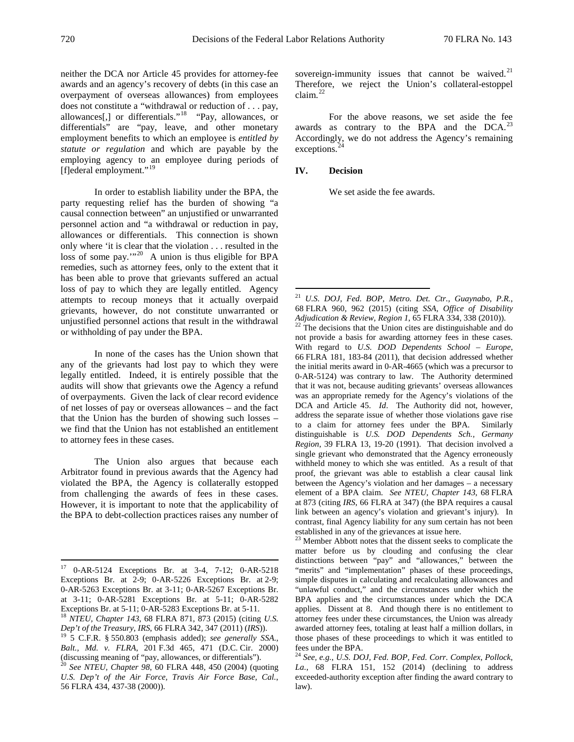neither the DCA nor Article 45 provides for attorney-fee awards and an agency's recovery of debts (in this case an overpayment of overseas allowances) from employees does not constitute a "withdrawal or reduction of . . . pay, allowances[,] or differentials."[18] "Pay, allowances, or differentials" are "pay, leave, and other monetary employment benefits to which an employee is *entitled by statute or regulation* and which are payable by the employing agency to an employee during periods of [f]ederal employment."[19]

In order to establish liability under the BPA, the party requesting relief has the burden of showing "a causal connection between" an unjustified or unwarranted personnel action and "a withdrawal or reduction in pay, allowances or differentials. This connection is shown only where 'it is clear that the violation . . . resulted in the loss of some pay.'"[20] A union is thus eligible for BPA remedies, such as attorney fees, only to the extent that it has been able to prove that grievants suffered an actual loss of pay to which they are legally entitled. Agency attempts to recoup moneys that it actually overpaid grievants, however, do not constitute unwarranted or unjustified personnel actions that result in the withdrawal or withholding of pay under the BPA.

In none of the cases has the Union shown that any of the grievants had lost pay to which they were legally entitled. Indeed, it is entirely possible that the audits will show that grievants owe the Agency a refund of overpayments. Given the lack of clear record evidence of net losses of pay or overseas allowances – and the fact that the Union has the burden of showing such losses – we find that the Union has not established an entitlement to attorney fees in these cases.

The Union also argues that because each Arbitrator found in previous awards that the Agency had violated the BPA, the Agency is collaterally estopped from challenging the awards of fees in these cases. However, it is important to note that the applicability of the BPA to debt-collection practices raises any number of sovereign-immunity issues that cannot be waived.[21] Therefore, we reject the Union's collateral-estoppel claim.[22]

For the above reasons, we set aside the fee awards as contrary to the BPA and the DCA.[23] Accordingly, we do not address the Agency's remaining exceptions.[24]

## IV. Decision

We set aside the fee awards.

---

[17] 0-AR-5124 Exceptions Br. at 3-4, 7-12; 0-AR-5218 Exceptions Br. at 2-9; 0-AR-5226 Exceptions Br. at 2-9; 0-AR-5263 Exceptions Br. at 3-11; 0-AR-5267 Exceptions Br. at 3-11; 0-AR-5281 Exceptions Br. at 5-11; 0-AR-5282 Exceptions Br. at 5-11; 0-AR-5283 Exceptions Br. at 5-11.

[18] *NTEU, Chapter 143*, 68 FLRA 871, 873 (2015) (citing *U.S. Dep't of the Treasury, IRS*, 66 FLRA 342, 347 (2011) (*IRS*)).

[19] 5 C.F.R. § 550.803 (emphasis added); *see generally SSA., Balt., Md. v. FLRA*, 201 F.3d 465, 471 (D.C. Cir. 2000) (discussing meaning of "pay, allowances, or differentials").

[20] *See NTEU, Chapter 98*, 60 FLRA 448, 450 (2004) (quoting *U.S. Dep't of the Air Force, Travis Air Force Base, Cal.*, 56 FLRA 434, 437-38 (2000)).

[21] *U.S. DOJ, Fed. BOP, Metro. Det. Ctr., Guaynabo, P.R.*, 68 FLRA 960, 962 (2015) (citing *SSA, Office of Disability Adjudication & Review, Region 1*, 65 FLRA 334, 338 (2010)).

[22] The decisions that the Union cites are distinguishable and do not provide a basis for awarding attorney fees in these cases. With regard to *U.S. DOD Dependents School – Europe*, 66 FLRA 181, 183-84 (2011), that decision addressed whether the initial merits award in 0-AR-4665 (which was a precursor to 0-AR-5124) was contrary to law. The Authority determined that it was not, because auditing grievants' overseas allowances was an appropriate remedy for the Agency's violations of the DCA and Article 45. *Id*. The Authority did not, however, address the separate issue of whether those violations gave rise to a claim for attorney fees under the BPA. Similarly distinguishable is *U.S. DOD Dependents Sch., Germany Region*, 39 FLRA 13, 19-20 (1991). That decision involved a single grievant who demonstrated that the Agency erroneously withheld money to which she was entitled. As a result of that proof, the grievant was able to establish a clear causal link between the Agency's violation and her damages – a necessary element of a BPA claim. *See NTEU, Chapter 143*, 68 FLRA at 873 (citing *IRS*, 66 FLRA at 347) (the BPA requires a causal link between an agency's violation and grievant's injury). In contrast, final Agency liability for any sum certain has not been established in any of the grievances at issue here.

[23] Member Abbott notes that the dissent seeks to complicate the matter before us by clouding and confusing the clear distinctions between "pay" and "allowances," between the "merits" and "implementation" phases of these proceedings, simple disputes in calculating and recalculating allowances and "unlawful conduct," and the circumstances under which the BPA applies and the circumstances under which the DCA applies. Dissent at 8. And though there is no entitlement to attorney fees under these circumstances, the Union was already awarded attorney fees, totaling at least half a million dollars, in those phases of these proceedings to which it was entitled to fees under the BPA.

[24] *See, e.g.*, *U.S. DOJ, Fed. BOP, Fed. Corr. Complex, Pollock, La.*, 68 FLRA 151, 152 (2014) (declining to address exceeded-authority exception after finding the award contrary to law).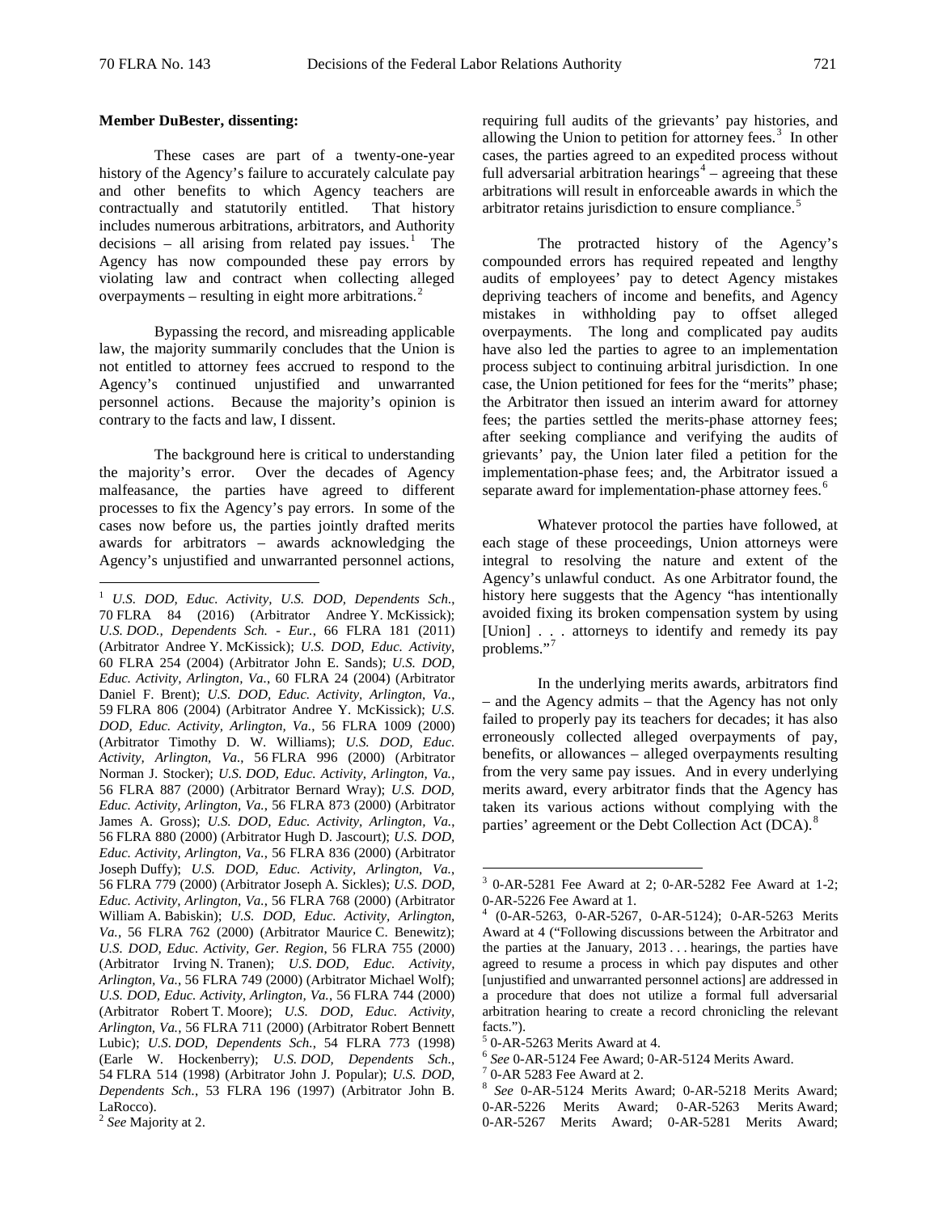**Member DuBester, dissenting:**

These cases are part of a twenty-one-year history of the Agency's failure to accurately calculate pay and other benefits to which Agency teachers are contractually and statutorily entitled. That history includes numerous arbitrations, arbitrators, and Authority decisions – all arising from related pay issues.[1] The Agency has now compounded these pay errors by violating law and contract when collecting alleged overpayments – resulting in eight more arbitrations.[2]

Bypassing the record, and misreading applicable law, the majority summarily concludes that the Union is not entitled to attorney fees accrued to respond to the Agency's continued unjustified and unwarranted personnel actions. Because the majority's opinion is contrary to the facts and law, I dissent.

The background here is critical to understanding the majority's error. Over the decades of Agency malfeasance, the parties have agreed to different processes to fix the Agency's pay errors. In some of the cases now before us, the parties jointly drafted merits awards for arbitrators – awards acknowledging the Agency's unjustified and unwarranted personnel actions, requiring full audits of the grievants' pay histories, and allowing the Union to petition for attorney fees.[3] In other cases, the parties agreed to an expedited process without full adversarial arbitration hearings[4] – agreeing that these arbitrations will result in enforceable awards in which the arbitrator retains jurisdiction to ensure compliance.[5]

The protracted history of the Agency's compounded errors has required repeated and lengthy audits of employees' pay to detect Agency mistakes depriving teachers of income and benefits, and Agency mistakes in withholding pay to offset alleged overpayments. The long and complicated pay audits have also led the parties to agree to an implementation process subject to continuing arbitral jurisdiction. In one case, the Union petitioned for fees for the "merits" phase; the Arbitrator then issued an interim award for attorney fees; the parties settled the merits-phase attorney fees; after seeking compliance and verifying the audits of grievants' pay, the Union later filed a petition for the implementation-phase fees; and, the Arbitrator issued a separate award for implementation-phase attorney fees.[6]

Whatever protocol the parties have followed, at each stage of these proceedings, Union attorneys were integral to resolving the nature and extent of the Agency's unlawful conduct. As one Arbitrator found, the history here suggests that the Agency "has intentionally avoided fixing its broken compensation system by using [Union] . . . attorneys to identify and remedy its pay problems."[7]

In the underlying merits awards, arbitrators find – and the Agency admits – that the Agency has not only failed to properly pay its teachers for decades; it has also erroneously collected alleged overpayments of pay, benefits, or allowances – alleged overpayments resulting from the very same pay issues. And in every underlying merits award, every arbitrator finds that the Agency has taken its various actions without complying with the parties' agreement or the Debt Collection Act (DCA).[8]

---

[1] *U.S. DOD, Educ. Activity, U.S. DOD, Dependents Sch.*, 70 FLRA 84 (2016) (Arbitrator Andree Y. McKissick); *U.S. DOD., Dependents Sch. - Eur.*, 66 FLRA 181 (2011) (Arbitrator Andree Y. McKissick); *U.S. DOD, Educ. Activity*, 60 FLRA 254 (2004) (Arbitrator John E. Sands); *U.S. DOD, Educ. Activity, Arlington, Va.*, 60 FLRA 24 (2004) (Arbitrator Daniel F. Brent); *U.S. DOD, Educ. Activity, Arlington, Va.*, 59 FLRA 806 (2004) (Arbitrator Andree Y. McKissick); *U.S. DOD, Educ. Activity, Arlington, Va.*, 56 FLRA 1009 (2000) (Arbitrator Timothy D. W. Williams); *U.S. DOD, Educ. Activity, Arlington, Va.*, 56 FLRA 996 (2000) (Arbitrator Norman J. Stocker); *U.S. DOD, Educ. Activity, Arlington, Va.*, 56 FLRA 887 (2000) (Arbitrator Bernard Wray); *U.S. DOD, Educ. Activity, Arlington, Va.*, 56 FLRA 873 (2000) (Arbitrator James A. Gross); *U.S. DOD, Educ. Activity, Arlington, Va.*, 56 FLRA 880 (2000) (Arbitrator Hugh D. Jascourt); *U.S. DOD, Educ. Activity, Arlington, Va.*, 56 FLRA 836 (2000) (Arbitrator Joseph Duffy); *U.S. DOD, Educ. Activity, Arlington, Va.*, 56 FLRA 779 (2000) (Arbitrator Joseph A. Sickles); *U.S. DOD, Educ. Activity, Arlington, Va.*, 56 FLRA 768 (2000) (Arbitrator William A. Babiskin); *U.S. DOD, Educ. Activity, Arlington, Va.*, 56 FLRA 762 (2000) (Arbitrator Maurice C. Benewitz); *U.S. DOD, Educ. Activity, Ger. Region*, 56 FLRA 755 (2000) (Arbitrator Irving N. Tranen); *U.S. DOD, Educ. Activity, Arlington, Va.*, 56 FLRA 749 (2000) (Arbitrator Michael Wolf); *U.S. DOD, Educ. Activity, Arlington, Va.*, 56 FLRA 744 (2000) (Arbitrator Robert T. Moore); *U.S. DOD, Educ. Activity, Arlington, Va.*, 56 FLRA 711 (2000) (Arbitrator Robert Bennett Lubic); *U.S. DOD, Dependents Sch.*, 54 FLRA 773 (1998) (Earle W. Hockenberry); *U.S. DOD, Dependents Sch.*, 54 FLRA 514 (1998) (Arbitrator John J. Popular); *U.S. DOD, Dependents Sch.*, 53 FLRA 196 (1997) (Arbitrator John B. LaRocco).

[2] *See* Majority at 2.

[3] 0-AR-5281 Fee Award at 2; 0-AR-5282 Fee Award at 1-2; 0-AR-5226 Fee Award at 1.

[4] (0-AR-5263, 0-AR-5267, 0-AR-5124); 0-AR-5263 Merits Award at 4 ("Following discussions between the Arbitrator and the parties at the January, 2013 . . . hearings, the parties have agreed to resume a process in which pay disputes and other [unjustified and unwarranted personnel actions] are addressed in a procedure that does not utilize a formal full adversarial arbitration hearing to create a record chronicling the relevant facts.").

[5] 0-AR-5263 Merits Award at 4.

[6] *See* 0-AR-5124 Fee Award; 0-AR-5124 Merits Award.

[7] 0-AR 5283 Fee Award at 2.

[8] *See* 0-AR-5124 Merits Award; 0-AR-5218 Merits Award; 0-AR-5226 Merits Award; 0-AR-5263 Merits Award; 0-AR-5267 Merits Award; 0-AR-5281 Merits Award;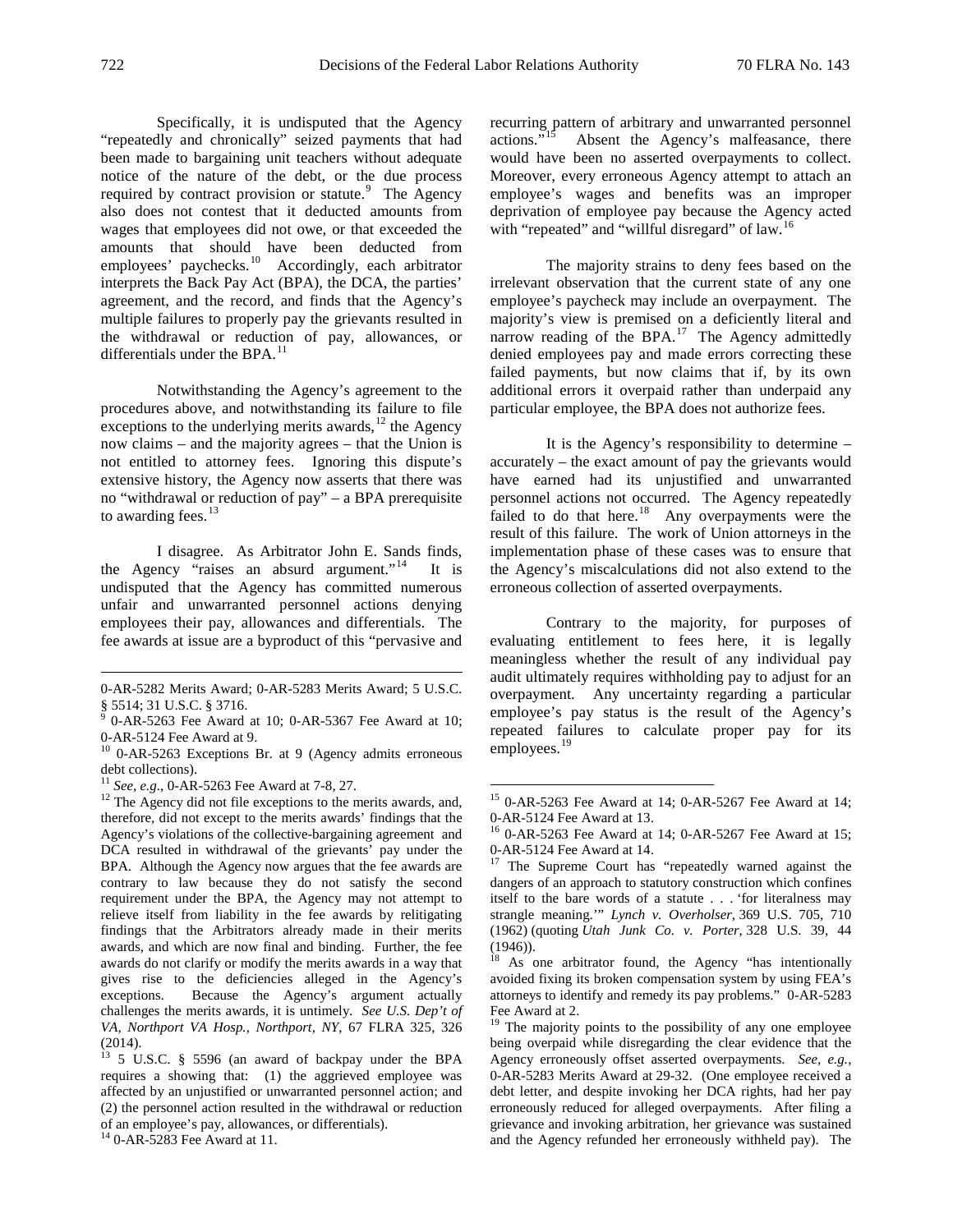Specifically, it is undisputed that the Agency "repeatedly and chronically" seized payments that had been made to bargaining unit teachers without adequate notice of the nature of the debt, or the due process required by contract provision or statute.[9] The Agency also does not contest that it deducted amounts from wages that employees did not owe, or that exceeded the amounts that should have been deducted from employees' paychecks.[10] Accordingly, each arbitrator interprets the Back Pay Act (BPA), the DCA, the parties' agreement, and the record, and finds that the Agency's multiple failures to properly pay the grievants resulted in the withdrawal or reduction of pay, allowances, or differentials under the BPA.[11]

Notwithstanding the Agency's agreement to the procedures above, and notwithstanding its failure to file exceptions to the underlying merits awards,[12] the Agency now claims – and the majority agrees – that the Union is not entitled to attorney fees. Ignoring this dispute's extensive history, the Agency now asserts that there was no "withdrawal or reduction of pay" – a BPA prerequisite to awarding fees.[13]

I disagree. As Arbitrator John E. Sands finds, the Agency "raises an absurd argument."[14] It is undisputed that the Agency has committed numerous unfair and unwarranted personnel actions denying employees their pay, allowances and differentials. The fee awards at issue are a byproduct of this "pervasive and recurring pattern of arbitrary and unwarranted personnel actions."[15] Absent the Agency's malfeasance, there would have been no asserted overpayments to collect. Moreover, every erroneous Agency attempt to attach an employee's wages and benefits was an improper deprivation of employee pay because the Agency acted with "repeated" and "willful disregard" of law.[16]

The majority strains to deny fees based on the irrelevant observation that the current state of any one employee's paycheck may include an overpayment. The majority's view is premised on a deficiently literal and narrow reading of the BPA.[17] The Agency admittedly denied employees pay and made errors correcting these failed payments, but now claims that if, by its own additional errors it overpaid rather than underpaid any particular employee, the BPA does not authorize fees.

It is the Agency's responsibility to determine – accurately – the exact amount of pay the grievants would have earned had its unjustified and unwarranted personnel actions not occurred. The Agency repeatedly failed to do that here.[18] Any overpayments were the result of this failure. The work of Union attorneys in the implementation phase of these cases was to ensure that the Agency's miscalculations did not also extend to the erroneous collection of asserted overpayments.

Contrary to the majority, for purposes of evaluating entitlement to fees here, it is legally meaningless whether the result of any individual pay audit ultimately requires withholding pay to adjust for an overpayment. Any uncertainty regarding a particular employee's pay status is the result of the Agency's repeated failures to calculate proper pay for its employees.[19]

---

0-AR-5282 Merits Award; 0-AR-5283 Merits Award; 5 U.S.C. § 5514; 31 U.S.C. § 3716.

[9] 0-AR-5263 Fee Award at 10; 0-AR-5367 Fee Award at 10; 0-AR-5124 Fee Award at 9.

[10] 0-AR-5263 Exceptions Br. at 9 (Agency admits erroneous debt collections).

[11] *See, e.g.*, 0-AR-5263 Fee Award at 7-8, 27.

[12] The Agency did not file exceptions to the merits awards, and, therefore, did not except to the merits awards' findings that the Agency's violations of the collective-bargaining agreement and DCA resulted in withdrawal of the grievants' pay under the BPA. Although the Agency now argues that the fee awards are contrary to law because they do not satisfy the second requirement under the BPA, the Agency may not attempt to relieve itself from liability in the fee awards by relitigating findings that the Arbitrators already made in their merits awards, and which are now final and binding. Further, the fee awards do not clarify or modify the merits awards in a way that gives rise to the deficiencies alleged in the Agency's exceptions. Because the Agency's argument actually challenges the merits awards, it is untimely. *See U.S. Dep't of VA, Northport VA Hosp., Northport, NY*, 67 FLRA 325, 326 (2014).

[13] 5 U.S.C. § 5596 (an award of backpay under the BPA requires a showing that: (1) the aggrieved employee was affected by an unjustified or unwarranted personnel action; and (2) the personnel action resulted in the withdrawal or reduction of an employee's pay, allowances, or differentials).

[14] 0-AR-5283 Fee Award at 11.

[15] 0-AR-5263 Fee Award at 14; 0-AR-5267 Fee Award at 14; 0-AR-5124 Fee Award at 13.

[16] 0-AR-5263 Fee Award at 14; 0-AR-5267 Fee Award at 15; 0-AR-5124 Fee Award at 14.

[17] The Supreme Court has "repeatedly warned against the dangers of an approach to statutory construction which confines itself to the bare words of a statute . . . 'for literalness may strangle meaning.'" *Lynch v. Overholser*, 369 U.S. 705, 710 (1962) (quoting *Utah Junk Co. v. Porter*, 328 U.S. 39, 44 (1946)).

[18] As one arbitrator found, the Agency "has intentionally avoided fixing its broken compensation system by using FEA's attorneys to identify and remedy its pay problems." 0-AR-5283 Fee Award at 2.

[19] The majority points to the possibility of any one employee being overpaid while disregarding the clear evidence that the Agency erroneously offset asserted overpayments. *See, e.g.*, 0-AR-5283 Merits Award at 29-32. (One employee received a debt letter, and despite invoking her DCA rights, had her pay erroneously reduced for alleged overpayments. After filing a grievance and invoking arbitration, her grievance was sustained and the Agency refunded her erroneously withheld pay). The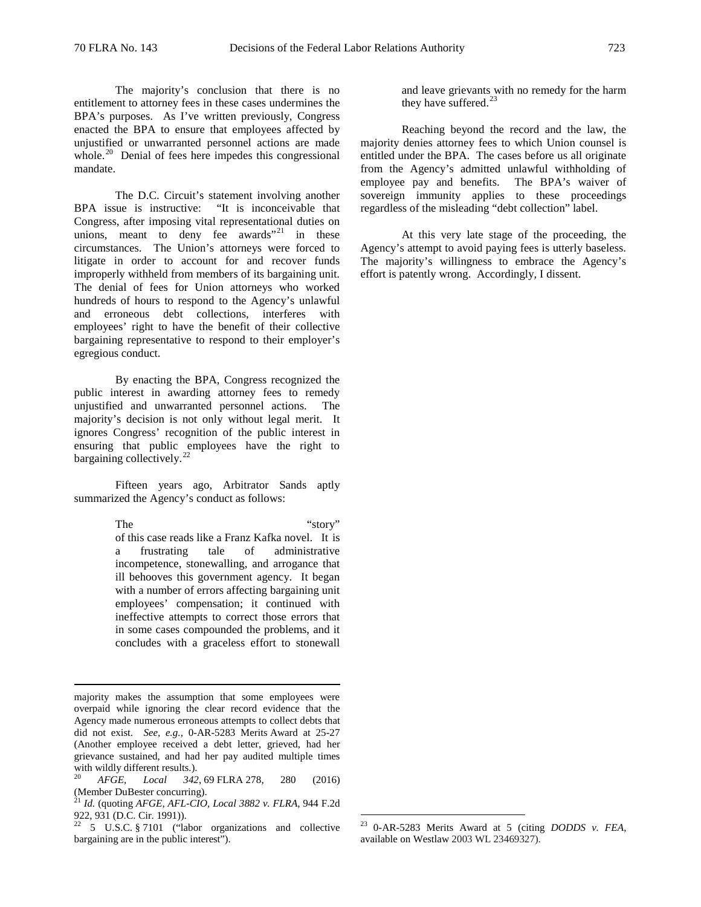The majority's conclusion that there is no entitlement to attorney fees in these cases undermines the BPA's purposes. As I've written previously, Congress enacted the BPA to ensure that employees affected by unjustified or unwarranted personnel actions are made whole.[20] Denial of fees here impedes this congressional mandate.

The D.C. Circuit's statement involving another BPA issue is instructive: "It is inconceivable that Congress, after imposing vital representational duties on unions, meant to deny fee awards"[21] in these circumstances. The Union's attorneys were forced to litigate in order to account for and recover funds improperly withheld from members of its bargaining unit. The denial of fees for Union attorneys who worked hundreds of hours to respond to the Agency's unlawful and erroneous debt collections, interferes with employees' right to have the benefit of their collective bargaining representative to respond to their employer's egregious conduct.

By enacting the BPA, Congress recognized the public interest in awarding attorney fees to remedy unjustified and unwarranted personnel actions. The majority's decision is not only without legal merit. It ignores Congress' recognition of the public interest in ensuring that public employees have the right to bargaining collectively.[22]

Fifteen years ago, Arbitrator Sands aptly summarized the Agency's conduct as follows:

> The "story" of this case reads like a Franz Kafka novel. It is a frustrating tale of administrative incompetence, stonewalling, and arrogance that ill behooves this government agency. It began with a number of errors affecting bargaining unit employees' compensation; it continued with ineffective attempts to correct those errors that in some cases compounded the problems, and it concludes with a graceless effort to stonewall and leave grievants with no remedy for the harm they have suffered.[23]

Reaching beyond the record and the law, the majority denies attorney fees to which Union counsel is entitled under the BPA. The cases before us all originate from the Agency's admitted unlawful withholding of employee pay and benefits. The BPA's waiver of sovereign immunity applies to these proceedings regardless of the misleading "debt collection" label.

At this very late stage of the proceeding, the Agency's attempt to avoid paying fees is utterly baseless. The majority's willingness to embrace the Agency's effort is patently wrong. Accordingly, I dissent.

---

majority makes the assumption that some employees were overpaid while ignoring the clear record evidence that the Agency made numerous erroneous attempts to collect debts that did not exist. *See, e.g.*, 0-AR-5283 Merits Award at 25-27 (Another employee received a debt letter, grieved, had her grievance sustained, and had her pay audited multiple times with wildly different results.).

[20] *AFGE, Local 342*, 69 FLRA 278, 280 (2016) (Member DuBester concurring).

[21] *Id.* (quoting *AFGE, AFL-CIO, Local 3882 v. FLRA*, 944 F.2d 922, 931 (D.C. Cir. 1991)).

[22] 5 U.S.C. § 7101 ("labor organizations and collective bargaining are in the public interest").

[23] 0-AR-5283 Merits Award at 5 (citing *DODDS v. FEA*, available on Westlaw 2003 WL 23469327).